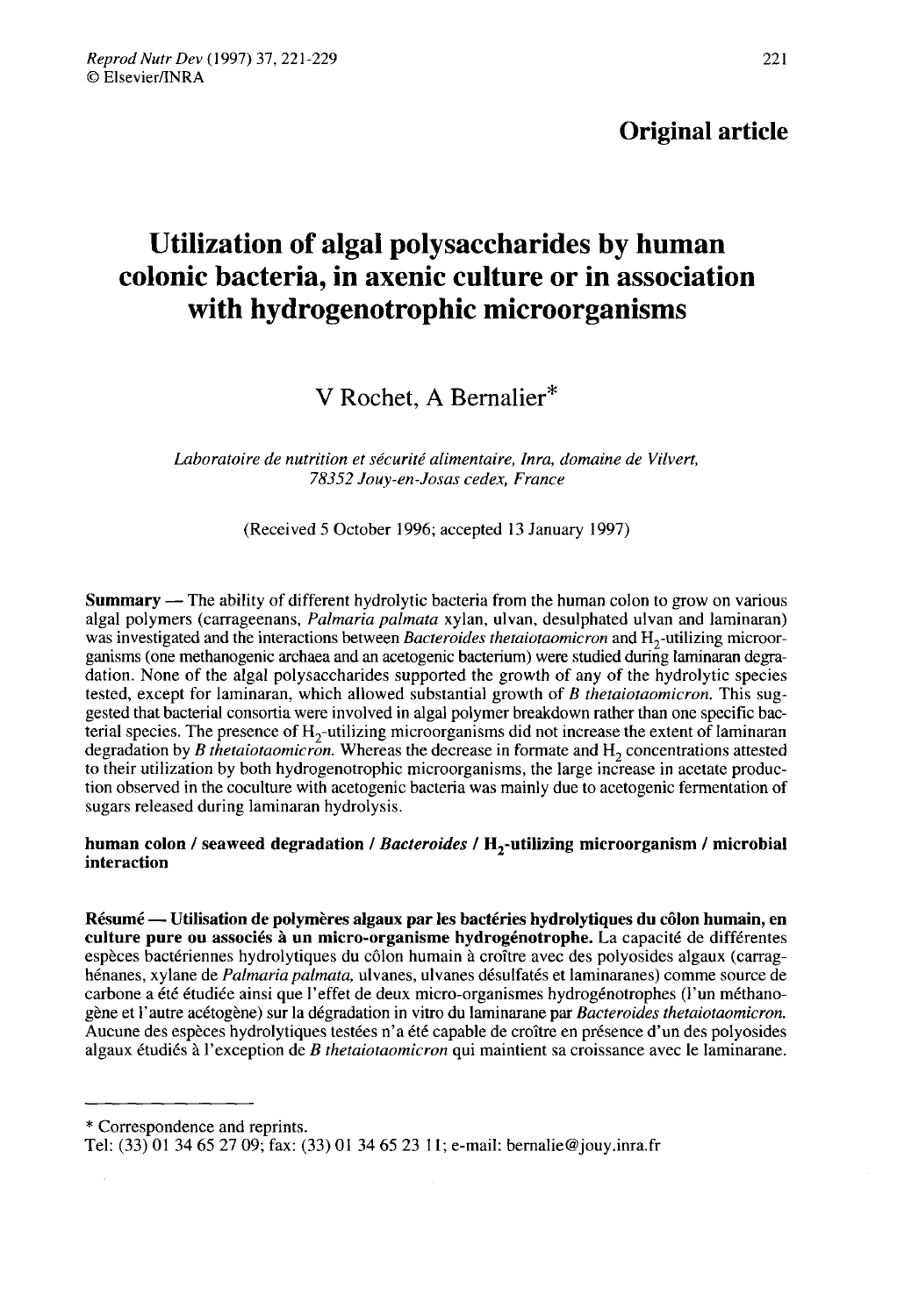**Original article**

# Utilization of algal polysaccharides by human colonic bacteria, in axenic culture or in association with hydrogenotrophic microorganisms

V Rochet, A Bernalier*

*Laboratoire de nutrition et sécurité alimentaire, Inra, domaine de Vilvert, 78352 Jouy-en-Josas cedex, France*

(Received 5 October 1996; accepted 13 January 1997)

**Summary** — The ability of different hydrolytic bacteria from the human colon to grow on various algal polymers (carrageenans, *Palmaria palmata* xylan, ulvan, desulphated ulvan and laminaran) was investigated and the interactions between *Bacteroides thetaiotaomicron* and $H_2$-utilizing microorganisms (one methanogenic archaea and an acetogenic bacterium) were studied during laminaran degradation. None of the algal polysaccharides supported the growth of any of the hydrolytic species tested, except for laminaran, which allowed substantial growth of *B thetaiotaomicron*. This suggested that bacterial consortia were involved in algal polymer breakdown rather than one specific bacterial species. The presence of $H_2$-utilizing microorganisms did not increase the extent of laminaran degradation by *B thetaiotaomicron*. Whereas the decrease in formate and $H_2$ concentrations attested to their utilization by both hydrogenotrophic microorganisms, the large increase in acetate production observed in the coculture with acetogenic bacteria was mainly due to acetogenic fermentation of sugars released during laminaran hydrolysis.

**human colon / seaweed degradation / *Bacteroides* / $H_2$-utilizing microorganism / microbial interaction**

**Résumé — Utilisation de polymères algaux par les bactéries hydrolytiques du côlon humain, en culture pure ou associés à un micro-organisme hydrogénotrophe.** La capacité de différentes espèces bactériennes hydrolytiques du côlon humain à croître avec des polyosides algaux (carraghénanes, xylane de *Palmaria palmata*, ulvanes, ulvanes désulfatés et laminaranes) comme source de carbone a été étudiée ainsi que l'effet de deux micro-organismes hydrogénotrophes (l'un méthanogène et l'autre acétogène) sur la dégradation in vitro du laminarane par *Bacteroides thetaiotaomicron*. Aucune des espèces hydrolytiques testées n'a été capable de croître en présence d'un des polyosides algaux étudiés à l'exception de *B thetaiotaomicron* qui maintient sa croissance avec le laminarane.

---

\* Correspondence and reprints.
Tel: (33) 01 34 65 27 09; fax: (33) 01 34 65 23 11; e-mail: bernalie@jouy.inra.fr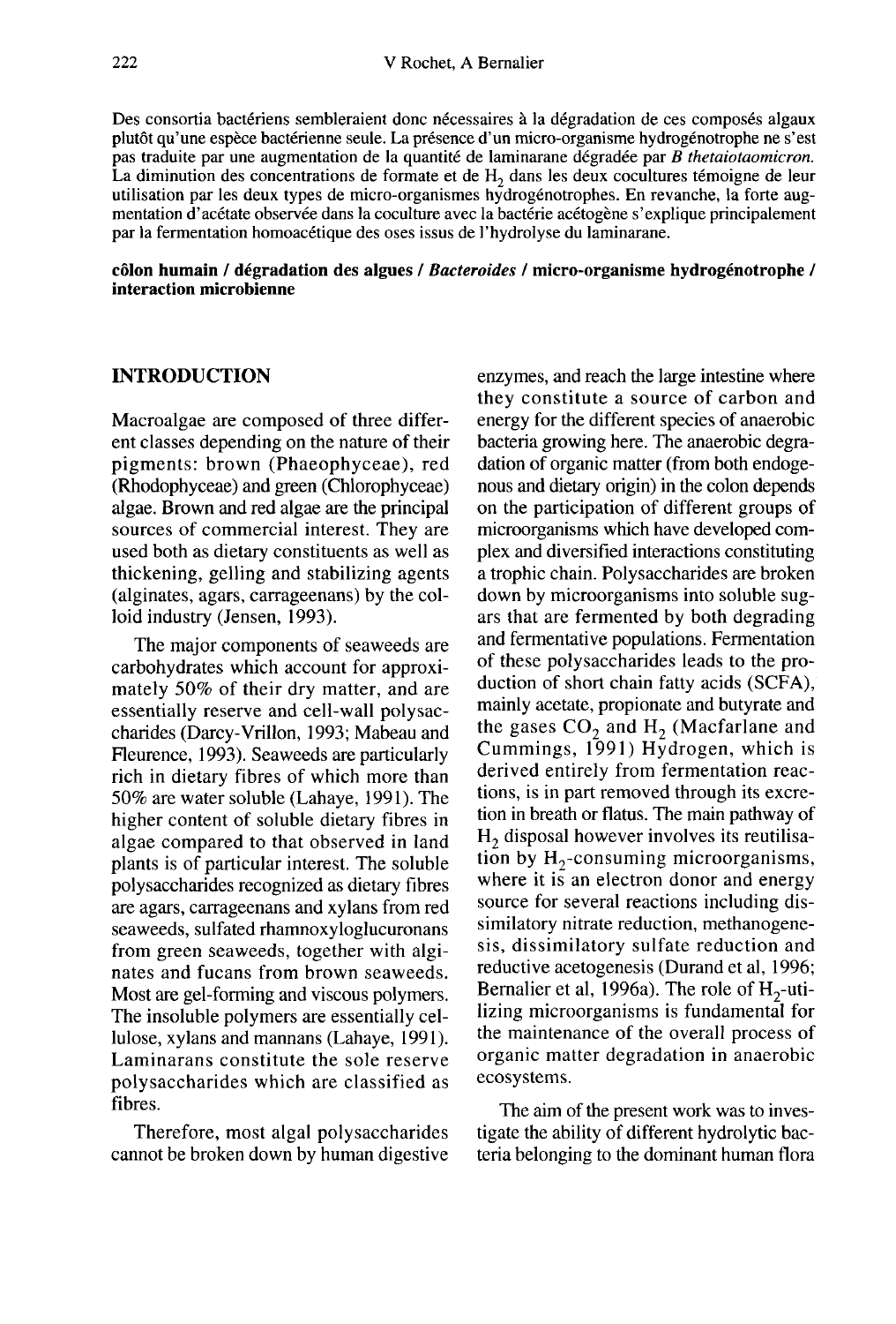Des consortia bactériens sembleraient donc nécessaires à la dégradation de ces composés algaux plutôt qu'une espèce bactérienne seule. La présence d'un micro-organisme hydrogénotrophe ne s'est pas traduite par une augmentation de la quantité de laminarane dégradée par *B thetaiotaomicron*. La diminution des concentrations de formate et de $H_2$ dans les deux cocultures témoigne de leur utilisation par les deux types de micro-organismes hydrogénotrophes. En revanche, la forte augmentation d'acétate observée dans la coculture avec la bactérie acétogène s'explique principalement par la fermentation homoacétique des oses issus de l'hydrolyse du laminarane.

**côlon humain / dégradation des algues / *Bacteroides* / micro-organisme hydrogénotrophe / interaction microbienne**

## INTRODUCTION

Macroalgae are composed of three different classes depending on the nature of their pigments: brown (Phaeophyceae), red (Rhodophyceae) and green (Chlorophyceae) algae. Brown and red algae are the principal sources of commercial interest. They are used both as dietary constituents as well as thickening, gelling and stabilizing agents (alginates, agars, carrageenans) by the colloid industry (Jensen, 1993).

The major components of seaweeds are carbohydrates which account for approximately 50% of their dry matter, and are essentially reserve and cell-wall polysaccharides (Darcy-Vrillon, 1993; Mabeau and Fleurence, 1993). Seaweeds are particularly rich in dietary fibres of which more than 50% are water soluble (Lahaye, 1991). The higher content of soluble dietary fibres in algae compared to that observed in land plants is of particular interest. The soluble polysaccharides recognized as dietary fibres are agars, carrageenans and xylans from red seaweeds, sulfated rhamnoxyloglucuronans from green seaweeds, together with alginates and fucans from brown seaweeds. Most are gel-forming and viscous polymers. The insoluble polymers are essentially cellulose, xylans and mannans (Lahaye, 1991). Laminarans constitute the sole reserve polysaccharides which are classified as fibres.

Therefore, most algal polysaccharides cannot be broken down by human digestive enzymes, and reach the large intestine where they constitute a source of carbon and energy for the different species of anaerobic bacteria growing here. The anaerobic degradation of organic matter (from both endogenous and dietary origin) in the colon depends on the participation of different groups of microorganisms which have developed complex and diversified interactions constituting a trophic chain. Polysaccharides are broken down by microorganisms into soluble sugars that are fermented by both degrading and fermentative populations. Fermentation of these polysaccharides leads to the production of short chain fatty acids (SCFA), mainly acetate, propionate and butyrate and the gases $CO_2$ and $H_2$ (Macfarlane and Cummings, 1991) Hydrogen, which is derived entirely from fermentation reactions, is in part removed through its excretion in breath or flatus. The main pathway of $H_2$ disposal however involves its reutilisation by $H_2$-consuming microorganisms, where it is an electron donor and energy source for several reactions including dissimilatory nitrate reduction, methanogenesis, dissimilatory sulfate reduction and reductive acetogenesis (Durand et al, 1996; Bernalier et al, 1996a). The role of $H_2$-utilizing microorganisms is fundamental for the maintenance of the overall process of organic matter degradation in anaerobic ecosystems.

The aim of the present work was to investigate the ability of different hydrolytic bacteria belonging to the dominant human flora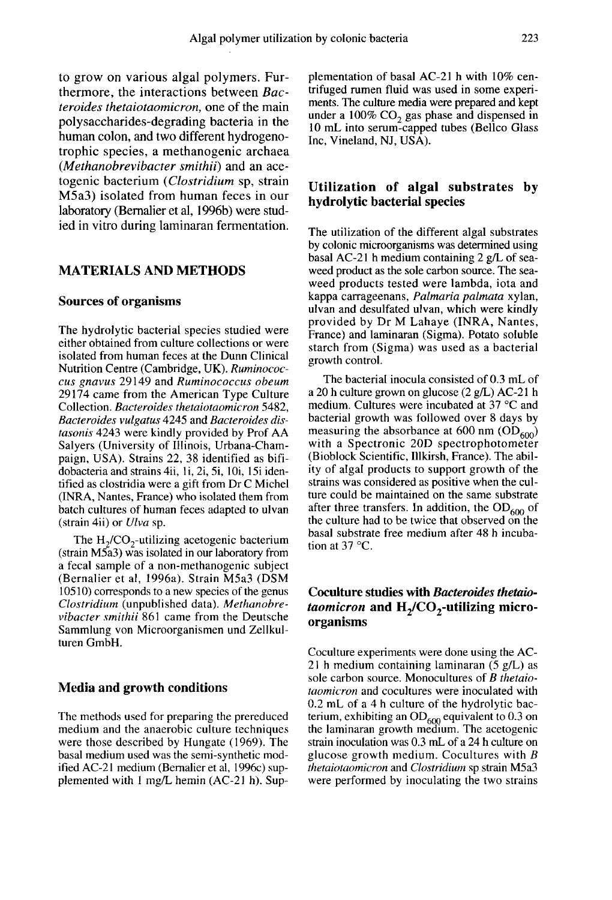to grow on various algal polymers. Furthermore, the interactions between *Bacteroides thetaiotaomicron*, one of the main polysaccharides-degrading bacteria in the human colon, and two different hydrogenotrophic species, a methanogenic archaea (*Methanobrevibacter smithii*) and an acetogenic bacterium (*Clostridium* sp, strain M5a3) isolated from human feces in our laboratory (Bernalier et al, 1996b) were studied in vitro during laminaran fermentation.

## MATERIALS AND METHODS

### Sources of organisms

The hydrolytic bacterial species studied were either obtained from culture collections or were isolated from human feces at the Dunn Clinical Nutrition Centre (Cambridge, UK). *Ruminococcus gnavus* 29149 and *Ruminococcus obeum* 29174 came from the American Type Culture Collection. *Bacteroides thetaiotaomicron* 5482, *Bacteroides vulgatus* 4245 and *Bacteroides distasonis* 4243 were kindly provided by Prof AA Salyers (University of Illinois, Urbana-Champaign, USA). Strains 22, 38 identified as bifidobacteria and strains 4ii, 1i, 2i, 5i, 10i, 15i identified as clostridia were a gift from Dr C Michel (INRA, Nantes, France) who isolated them from batch cultures of human feces adapted to ulvan (strain 4ii) or *Ulva* sp.

The $H_2/CO_2$-utilizing acetogenic bacterium (strain M5a3) was isolated in our laboratory from a fecal sample of a non-methanogenic subject (Bernalier et al, 1996a). Strain M5a3 (DSM 10510) corresponds to a new species of the genus *Clostridium* (unpublished data). *Methanobrevibacter smithii* 861 came from the Deutsche Sammlung von Microorganismen und Zellkulturen GmbH.

### Media and growth conditions

The methods used for preparing the prereduced medium and the anaerobic culture techniques were those described by Hungate (1969). The basal medium used was the semi-synthetic modified AC-21 medium (Bernalier et al, 1996c) supplemented with 1 mg/L hemin (AC-21 h). Supplementation of basal AC-21 h with 10% centrifuged rumen fluid was used in some experiments. The culture media were prepared and kept under a 100% $CO_2$ gas phase and dispensed in 10 mL into serum-capped tubes (Bellco Glass Inc, Vineland, NJ, USA).

### Utilization of algal substrates by hydrolytic bacterial species

The utilization of the different algal substrates by colonic microorganisms was determined using basal AC-21 h medium containing 2 g/L of seaweed product as the sole carbon source. The seaweed products tested were lambda, iota and kappa carrageenans, *Palmaria palmata* xylan, ulvan and desulfated ulvan, which were kindly provided by Dr M Lahaye (INRA, Nantes, France) and laminaran (Sigma). Potato soluble starch from (Sigma) was used as a bacterial growth control.

The bacterial inocula consisted of 0.3 mL of a 20 h culture grown on glucose (2 g/L) AC-21 h medium. Cultures were incubated at 37 °C and bacterial growth was followed over 8 days by measuring the absorbance at 600 nm ($OD_{600}$) with a Spectronic 20D spectrophotometer (Bioblock Scientific, Illkirsh, France). The ability of algal products to support growth of the strains was considered as positive when the culture could be maintained on the same substrate after three transfers. In addition, the $OD_{600}$ of the culture had to be twice that observed on the basal substrate free medium after 48 h incubation at 37 °C.

### Coculture studies with *Bacteroides thetaiotaomicron* and $H_2/CO_2$-utilizing microorganisms

Coculture experiments were done using the AC-21 h medium containing laminaran (5 g/L) as sole carbon source. Monocultures of *B thetaiotaomicron* and cocultures were inoculated with 0.2 mL of a 4 h culture of the hydrolytic bacterium, exhibiting an $OD_{600}$ equivalent to 0.3 on the laminaran growth medium. The acetogenic strain inoculation was 0.3 mL of a 24 h culture on glucose growth medium. Cocultures with *B thetaiotaomicron* and *Clostridium* sp strain M5a3 were performed by inoculating the two strains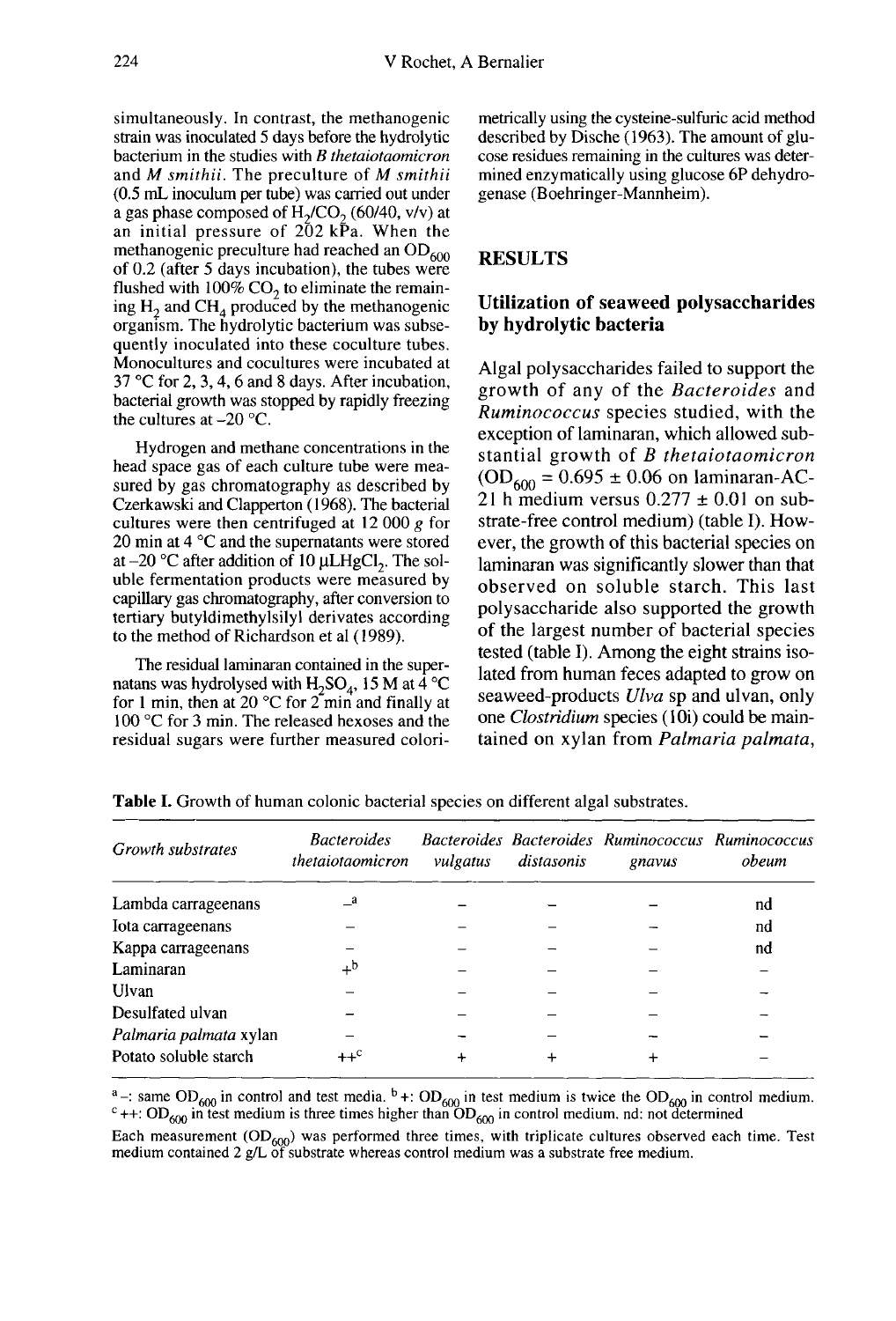simultaneously. In contrast, the methanogenic strain was inoculated 5 days before the hydrolytic bacterium in the studies with *B thetaiotaomicron* and *M smithii*. The preculture of *M smithii* (0.5 mL inoculum per tube) was carried out under a gas phase composed of $H_2/CO_2$ (60/40, v/v) at an initial pressure of 202 kPa. When the methanogenic preculture had reached an $OD_{600}$ of 0.2 (after 5 days incubation), the tubes were flushed with 100% $CO_2$ to eliminate the remaining $H_2$ and $CH_4$ produced by the methanogenic organism. The hydrolytic bacterium was subsequently inoculated into these coculture tubes. Monocultures and cocultures were incubated at 37 °C for 2, 3, 4, 6 and 8 days. After incubation, bacterial growth was stopped by rapidly freezing the cultures at –20 °C.

Hydrogen and methane concentrations in the head space gas of each culture tube were measured by gas chromatography as described by Czerkawski and Clapperton (1968). The bacterial cultures were then centrifuged at 12 000 *g* for 20 min at 4 °C and the supernatants were stored at –20 °C after addition of 10 μL$HgCl_2$. The soluble fermentation products were measured by capillary gas chromatography, after conversion to tertiary butyldimethylsilyl derivates according to the method of Richardson et al (1989).

The residual laminaran contained in the supernatans was hydrolysed with $H_2SO_4$, 15 M at 4 °C for 1 min, then at 20 °C for 2 min and finally at 100 °C for 3 min. The released hexoses and the residual sugars were further measured colorimetrically using the cysteine-sulfuric acid method described by Dische (1963). The amount of glucose residues remaining in the cultures was determined enzymatically using glucose 6P dehydrogenase (Boehringer-Mannheim).

## RESULTS

### Utilization of seaweed polysaccharides by hydrolytic bacteria

Algal polysaccharides failed to support the growth of any of the *Bacteroides* and *Ruminococcus* species studied, with the exception of laminaran, which allowed substantial growth of *B thetaiotaomicron* ($OD_{600}$ = 0.695 ± 0.06 on laminaran-AC-21 h medium versus 0.277 ± 0.01 on substrate-free control medium) (table I). However, the growth of this bacterial species on laminaran was significantly slower than that observed on soluble starch. This last polysaccharide also supported the growth of the largest number of bacterial species tested (table I). Among the eight strains isolated from human feces adapted to grow on seaweed-products *Ulva* sp and ulvan, only one *Clostridium* species (10i) could be maintained on xylan from *Palmaria palmata*,

**Table I.** Growth of human colonic bacterial species on different algal substrates.

| Growth substrates | *Bacteroides thetaiotaomicron* | *Bacteroides vulgatus* | *Bacteroides distasonis* | *Ruminococcus gnavus* | *Ruminococcus obeum* |
|---|---|---|---|---|---|
| Lambda carrageenans | –[a] | – | – | – | nd |
| Iota carrageenans | – | – | – | – | nd |
| Kappa carrageenans | – | – | – | – | nd |
| Laminaran | +[b] | – | – | – | – |
| Ulvan | – | – | – | – | – |
| Desulfated ulvan | – | – | – | – | – |
| *Palmaria palmata* xylan | – | – | – | – | – |
| Potato soluble starch | ++[c] | + | + | + | – |

[a] –: same $OD_{600}$ in control and test media. [b] +: $OD_{600}$ in test medium is twice the $OD_{600}$ in control medium. [c] ++: $OD_{600}$ in test medium is three times higher than $OD_{600}$ in control medium. nd: not determined

Each measurement ($OD_{600}$) was performed three times, with triplicate cultures observed each time. Test medium contained 2 g/L of substrate whereas control medium was a substrate free medium.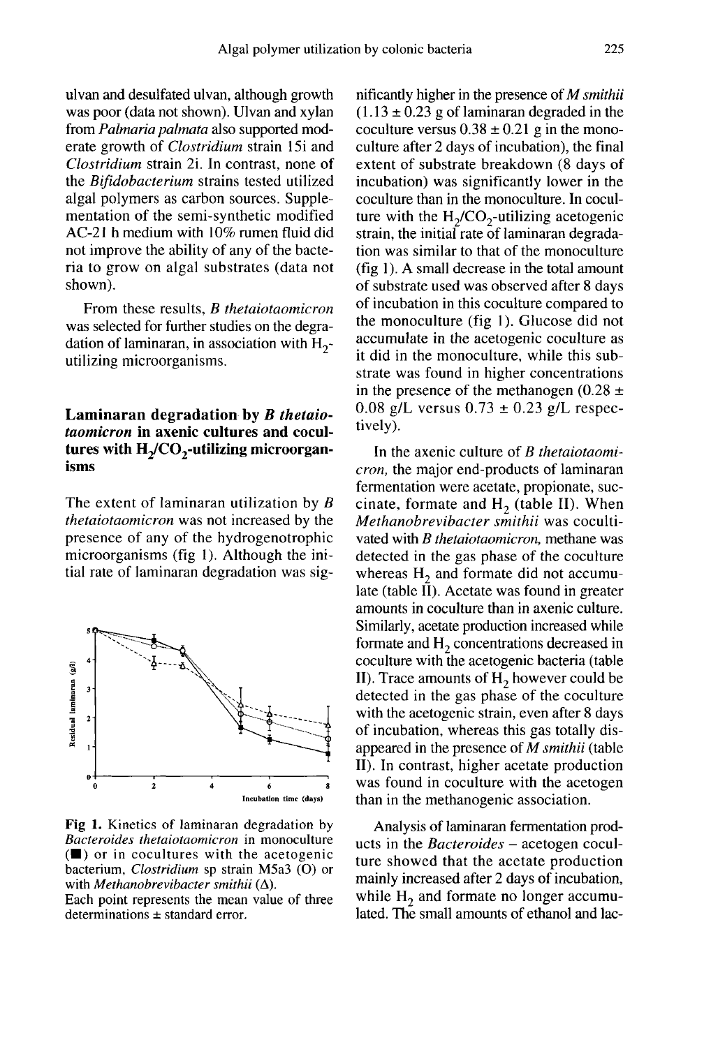ulvan and desulfated ulvan, although growth was poor (data not shown). Ulvan and xylan from *Palmaria palmata* also supported moderate growth of *Clostridium* strain 15i and *Clostridium* strain 2i. In contrast, none of the *Bifidobacterium* strains tested utilized algal polymers as carbon sources. Supplementation of the semi-synthetic modified AC-21 h medium with 10% rumen fluid did not improve the ability of any of the bacteria to grow on algal substrates (data not shown).

From these results, *B thetaiotaomicron* was selected for further studies on the degradation of laminaran, in association with $H_2$-utilizing microorganisms.

## Laminaran degradation by *B thetaiotaomicron* in axenic cultures and cocultures with $H_2/CO_2$-utilizing microorganisms

The extent of laminaran utilization by *B thetaiotaomicron* was not increased by the presence of any of the hydrogenotrophic microorganisms (fig 1). Although the initial rate of laminaran degradation was significantly higher in the presence of *M smithii* (1.13 ± 0.23 g of laminaran degraded in the coculture versus 0.38 ± 0.21 g in the monoculture after 2 days of incubation), the final extent of substrate breakdown (8 days of incubation) was significantly lower in the coculture than in the monoculture. In coculture with the $H_2/CO_2$-utilizing acetogenic strain, the initial rate of laminaran degradation was similar to that of the monoculture (fig 1). A small decrease in the total amount of substrate used was observed after 8 days of incubation in this coculture compared to the monoculture (fig 1). Glucose did not accumulate in the acetogenic coculture as it did in the monoculture, while this substrate was found in higher concentrations in the presence of the methanogen (0.28 ± 0.08 g/L versus 0.73 ± 0.23 g/L respectively).

Fig 1. Kinetics of laminaran degradation by *Bacteroides thetaiotaomicron* in monoculture (■) or in cocultures with the acetogenic bacterium, *Clostridium* sp strain M5a3 (O) or with *Methanobrevibacter smithii* (Δ).
Each point represents the mean value of three determinations ± standard error.

In the axenic culture of *B thetaiotaomicron*, the major end-products of laminaran fermentation were acetate, propionate, succinate, formate and $H_2$ (table II). When *Methanobrevibacter smithii* was cocultivated with *B thetaiotaomicron*, methane was detected in the gas phase of the coculture whereas $H_2$ and formate did not accumulate (table II). Acetate was found in greater amounts in coculture than in axenic culture. Similarly, acetate production increased while formate and $H_2$ concentrations decreased in coculture with the acetogenic bacteria (table II). Trace amounts of $H_2$ however could be detected in the gas phase of the coculture with the acetogenic strain, even after 8 days of incubation, whereas this gas totally disappeared in the presence of *M smithii* (table II). In contrast, higher acetate production was found in coculture with the acetogen than in the methanogenic association.

Analysis of laminaran fermentation products in the *Bacteroides* – acetogen coculture showed that the acetate production mainly increased after 2 days of incubation, while $H_2$ and formate no longer accumulated. The small amounts of ethanol and lac-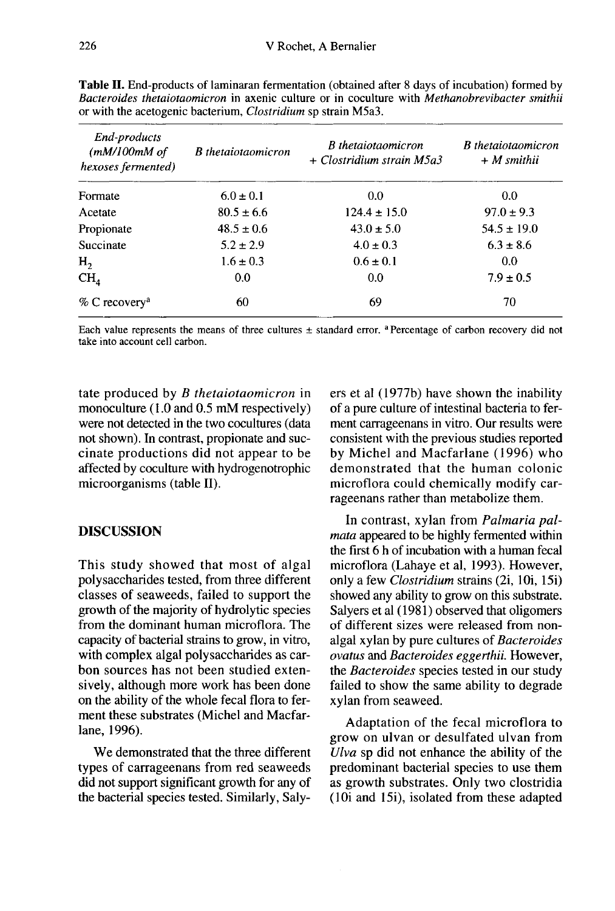**Table II.** End-products of laminaran fermentation (obtained after 8 days of incubation) formed by *Bacteroides thetaiotaomicron* in axenic culture or in coculture with *Methanobrevibacter smithii* or with the acetogenic bacterium, *Clostridium* sp strain M5a3.

| *End-products (mM/100mM of hexoses fermented)* | *B thetaiotaomicron* | *B thetaiotaomicron + Clostridium strain M5a3* | *B thetaiotaomicron + M smithii* |
|---|---|---|---|
| Formate | 6.0 ± 0.1 | 0.0 | 0.0 |
| Acetate | 80.5 ± 6.6 | 124.4 ± 15.0 | 97.0 ± 9.3 |
| Propionate | 48.5 ± 0.6 | 43.0 ± 5.0 | 54.5 ± 19.0 |
| Succinate | 5.2 ± 2.9 | 4.0 ± 0.3 | 6.3 ± 8.6 |
| $H_2$ | 1.6 ± 0.3 | 0.6 ± 0.1 | 0.0 |
| $CH_4$ | 0.0 | 0.0 | 7.9 ± 0.5 |
| % C recovery[a] | 60 | 69 | 70 |

Each value represents the means of three cultures ± standard error. [a] Percentage of carbon recovery did not take into account cell carbon.

tate produced by *B thetaiotaomicron* in monoculture (1.0 and 0.5 mM respectively) were not detected in the two cocultures (data not shown). In contrast, propionate and succinate productions did not appear to be affected by coculture with hydrogenotrophic microorganisms (table II).

## DISCUSSION

This study showed that most of algal polysaccharides tested, from three different classes of seaweeds, failed to support the growth of the majority of hydrolytic species from the dominant human microflora. The capacity of bacterial strains to grow, in vitro, with complex algal polysaccharides as carbon sources has not been studied extensively, although more work has been done on the ability of the whole fecal flora to ferment these substrates (Michel and Macfarlane, 1996).

We demonstrated that the three different types of carrageenans from red seaweeds did not support significant growth for any of the bacterial species tested. Similarly, Salyers et al (1977b) have shown the inability of a pure culture of intestinal bacteria to ferment carrageenans in vitro. Our results were consistent with the previous studies reported by Michel and Macfarlane (1996) who demonstrated that the human colonic microflora could chemically modify carrageenans rather than metabolize them.

In contrast, xylan from *Palmaria palmata* appeared to be highly fermented within the first 6 h of incubation with a human fecal microflora (Lahaye et al, 1993). However, only a few *Clostridium* strains (2i, 10i, 15i) showed any ability to grow on this substrate. Salyers et al (1981) observed that oligomers of different sizes were released from non-algal xylan by pure cultures of *Bacteroides ovatus* and *Bacteroides eggerthii*. However, the *Bacteroides* species tested in our study failed to show the same ability to degrade xylan from seaweed.

Adaptation of the fecal microflora to grow on ulvan or desulfated ulvan from *Ulva* sp did not enhance the ability of the predominant bacterial species to use them as growth substrates. Only two clostridia (10i and 15i), isolated from these adapted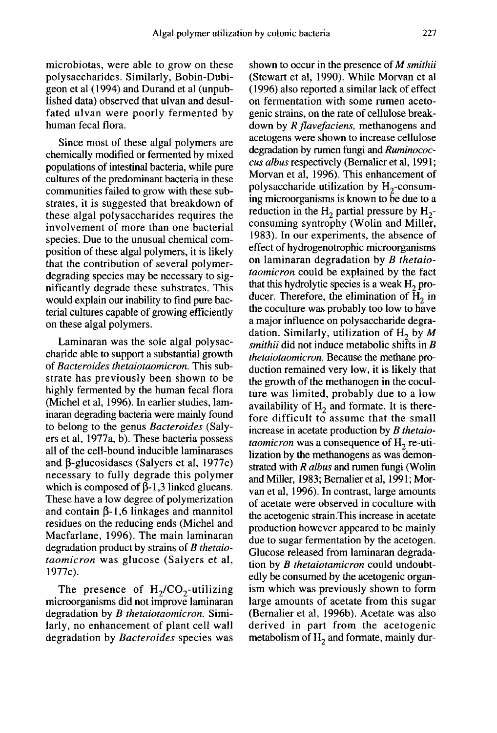microbiotas, were able to grow on these polysaccharides. Similarly, Bobin-Dubigeon et al (1994) and Durand et al (unpublished data) observed that ulvan and desulfated ulvan were poorly fermented by human fecal flora.

Since most of these algal polymers are chemically modified or fermented by mixed populations of intestinal bacteria, while pure cultures of the predominant bacteria in these communities failed to grow with these substrates, it is suggested that breakdown of these algal polysaccharides requires the involvement of more than one bacterial species. Due to the unusual chemical composition of these algal polymers, it is likely that the contribution of several polymer-degrading species may be necessary to significantly degrade these substrates. This would explain our inability to find pure bacterial cultures capable of growing efficiently on these algal polymers.

Laminaran was the sole algal polysaccharide able to support a substantial growth of *Bacteroides thetaiotaomicron*. This substrate has previously been shown to be highly fermented by the human fecal flora (Michel et al, 1996). In earlier studies, laminaran degrading bacteria were mainly found to belong to the genus *Bacteroides* (Salyers et al, 1977a, b). These bacteria possess all of the cell-bound inducible laminarases and β-glucosidases (Salyers et al, 1977c) necessary to fully degrade this polymer which is composed of β-1,3 linked glucans. These have a low degree of polymerization and contain β-1,6 linkages and mannitol residues on the reducing ends (Michel and Macfarlane, 1996). The main laminaran degradation product by strains of *B thetaiotaomicron* was glucose (Salyers et al, 1977c).

The presence of $H_2/CO_2$-utilizing microorganisms did not improve laminaran degradation by *B thetaiotaomicron*. Similarly, no enhancement of plant cell wall degradation by *Bacteroides* species was shown to occur in the presence of *M smithii* (Stewart et al, 1990). While Morvan et al (1996) also reported a similar lack of effect on fermentation with some rumen acetogenic strains, on the rate of cellulose breakdown by *R flavefaciens*, methanogens and acetogens were shown to increase cellulose degradation by rumen fungi and *Ruminococcus albus* respectively (Bernalier et al, 1991; Morvan et al, 1996). This enhancement of polysaccharide utilization by $H_2$-consuming microorganisms is known to be due to a reduction in the $H_2$ partial pressure by $H_2$-consuming syntrophy (Wolin and Miller, 1983). In our experiments, the absence of effect of hydrogenotrophic microorganisms on laminaran degradation by *B thetaiotaomicron* could be explained by the fact that this hydrolytic species is a weak $H_2$ producer. Therefore, the elimination of $H_2$ in the coculture was probably too low to have a major influence on polysaccharide degradation. Similarly, utilization of $H_2$ by *M smithii* did not induce metabolic shifts in *B thetaiotaomicron*. Because the methane production remained very low, it is likely that the growth of the methanogen in the coculture was limited, probably due to a low availability of $H_2$ and formate. It is therefore difficult to assume that the small increase in acetate production by *B thetaiotaomicron* was a consequence of $H_2$ re-utilization by the methanogens as was demonstrated with *R albus* and rumen fungi (Wolin and Miller, 1983; Bernalier et al, 1991; Morvan et al, 1996). In contrast, large amounts of acetate were observed in coculture with the acetogenic strain.This increase in acetate production however appeared to be mainly due to sugar fermentation by the acetogen. Glucose released from laminaran degradation by *B thetaiotamicron* could undoubtedly be consumed by the acetogenic organism which was previously shown to form large amounts of acetate from this sugar (Bernalier et al, 1996b). Acetate was also derived in part from the acetogenic metabolism of $H_2$ and formate, mainly dur-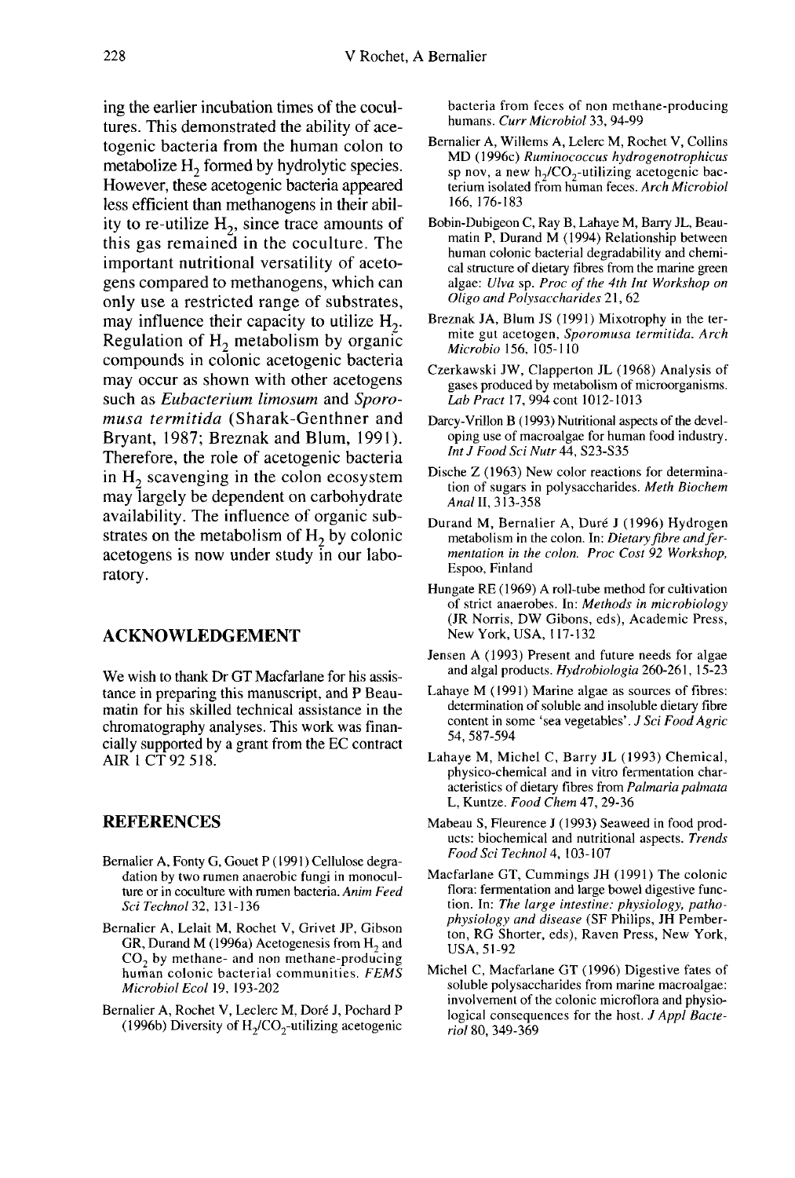ing the earlier incubation times of the cocultures. This demonstrated the ability of acetogenic bacteria from the human colon to metabolize $H_2$ formed by hydrolytic species. However, these acetogenic bacteria appeared less efficient than methanogens in their ability to re-utilize $H_2$, since trace amounts of this gas remained in the coculture. The important nutritional versatility of acetogens compared to methanogens, which can only use a restricted range of substrates, may influence their capacity to utilize $H_2$. Regulation of $H_2$ metabolism by organic compounds in colonic acetogenic bacteria may occur as shown with other acetogens such as *Eubacterium limosum* and *Sporomusa termitida* (Sharak-Genthner and Bryant, 1987; Breznak and Blum, 1991). Therefore, the role of acetogenic bacteria in $H_2$ scavenging in the colon ecosystem may largely be dependent on carbohydrate availability. The influence of organic substrates on the metabolism of $H_2$ by colonic acetogens is now under study in our laboratory.

## ACKNOWLEDGEMENT

We wish to thank Dr GT Macfarlane for his assistance in preparing this manuscript, and P Beaumatin for his skilled technical assistance in the chromatography analyses. This work was financially supported by a grant from the EC contract AIR 1 CT 92 518.

## REFERENCES

Bernalier A, Fonty G, Gouet P (1991) Cellulose degradation by two rumen anaerobic fungi in monoculture or in coculture with rumen bacteria. *Anim Feed Sci Technol* 32, 131-136

Bernalier A, Lelait M, Rochet V, Grivet JP, Gibson GR, Durand M (1996a) Acetogenesis from $H_2$ and $CO_2$ by methane- and non methane-producing human colonic bacterial communities. *FEMS Microbiol Ecol* 19, 193-202

Bernalier A, Rochet V, Leclerc M, Doré J, Pochard P (1996b) Diversity of $H_2/CO_2$-utilizing acetogenic bacteria from feces of non methane-producing humans. *Curr Microbiol* 33, 94-99

Bernalier A, Willems A, Lelerc M, Rochet V, Collins MD (1996c) *Ruminococcus hydrogenotrophicus* sp nov, a new $h_2/CO_2$-utilizing acetogenic bacterium isolated from human feces. *Arch Microbiol* 166, 176-183

Bobin-Dubigeon C, Ray B, Lahaye M, Barry JL, Beaumatin P, Durand M (1994) Relationship between human colonic bacterial degradability and chemical structure of dietary fibres from the marine green algae: *Ulva* sp. *Proc of the 4th Int Workshop on Oligo and Polysaccharides* 21, 62

Breznak JA, Blum JS (1991) Mixotrophy in the termite gut acetogen, *Sporomusa termitida*. *Arch Microbio* 156, 105-110

Czerkawski JW, Clapperton JL (1968) Analysis of gases produced by metabolism of microorganisms. *Lab Pract* 17, 994 cont 1012-1013

Darcy-Vrillon B (1993) Nutritional aspects of the developing use of macroalgae for human food industry. *Int J Food Sci Nutr* 44, S23-S35

Dische Z (1963) New color reactions for determination of sugars in polysaccharides. *Meth Biochem Anal* II, 313-358

Durand M, Bernalier A, Duré J (1996) Hydrogen metabolism in the colon. In: *Dietary fibre and fermentation in the colon. Proc Cost 92 Workshop*, Espoo, Finland

Hungate RE (1969) A roll-tube method for cultivation of strict anaerobes. In: *Methods in microbiology* (JR Norris, DW Gibons, eds), Academic Press, New York, USA, 117-132

Jensen A (1993) Present and future needs for algae and algal products. *Hydrobiologia* 260-261, 15-23

Lahaye M (1991) Marine algae as sources of fibres: determination of soluble and insoluble dietary fibre content in some 'sea vegetables'. *J Sci Food Agric* 54, 587-594

Lahaye M, Michel C, Barry JL (1993) Chemical, physico-chemical and in vitro fermentation characteristics of dietary fibres from *Palmaria palmata* L, Kuntze. *Food Chem* 47, 29-36

Mabeau S, Fleurence J (1993) Seaweed in food products: biochemical and nutritional aspects. *Trends Food Sci Technol* 4, 103-107

Macfarlane GT, Cummings JH (1991) The colonic flora: fermentation and large bowel digestive function. In: *The large intestine: physiology, pathophysiology and disease* (SF Philips, JH Pemberton, RG Shorter, eds), Raven Press, New York, USA, 51-92

Michel C, Macfarlane GT (1996) Digestive fates of soluble polysaccharides from marine macroalgae: involvement of the colonic microflora and physiological consequences for the host. *J Appl Bacteriol* 80, 349-369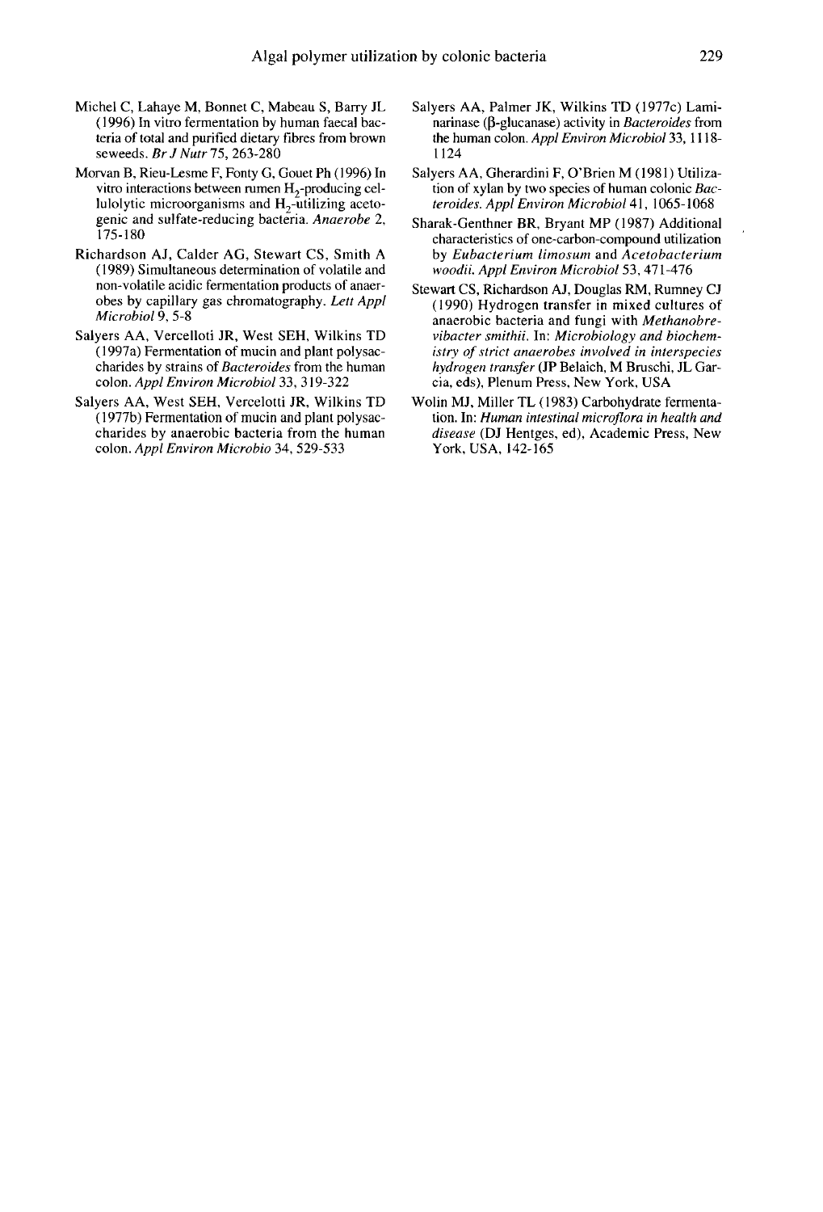Michel C, Lahaye M, Bonnet C, Mabeau S, Barry JL (1996) In vitro fermentation by human faecal bacteria of total and purified dietary fibres from brown seaweeds. *Br J Nutr* 75, 263-280

Morvan B, Rieu-Lesme F, Fonty G, Gouet Ph (1996) In vitro interactions between rumen $H_2$-producing cellulolytic microorganisms and $H_2$-utilizing acetogenic and sulfate-reducing bacteria. *Anaerobe* 2, 175-180

Richardson AJ, Calder AG, Stewart CS, Smith A (1989) Simultaneous determination of volatile and non-volatile acidic fermentation products of anaerobes by capillary gas chromatography. *Lett Appl Microbiol* 9, 5-8

Salyers AA, Vercelloti JR, West SEH, Wilkins TD (1997a) Fermentation of mucin and plant polysaccharides by strains of *Bacteroides* from the human colon. *Appl Environ Microbiol* 33, 319-322

Salyers AA, West SEH, Vercelotti JR, Wilkins TD (1977b) Fermentation of mucin and plant polysaccharides by anaerobic bacteria from the human colon. *Appl Environ Microbio* 34, 529-533

Salyers AA, Palmer JK, Wilkins TD (1977c) Laminarinase (β-glucanase) activity in *Bacteroides* from the human colon. *Appl Environ Microbiol* 33, 1118-1124

Salyers AA, Gherardini F, O'Brien M (1981) Utilization of xylan by two species of human colonic *Bacteroides*. *Appl Environ Microbiol* 41, 1065-1068

Sharak-Genthner BR, Bryant MP (1987) Additional characteristics of one-carbon-compound utilization by *Eubacterium limosum* and *Acetobacterium woodii*. *Appl Environ Microbiol* 53, 471-476

Stewart CS, Richardson AJ, Douglas RM, Rumney CJ (1990) Hydrogen transfer in mixed cultures of anaerobic bacteria and fungi with *Methanobrevibacter smithii*. In: *Microbiology and biochemistry of strict anaerobes involved in interspecies hydrogen transfer* (JP Belaich, M Bruschi, JL Garcia, eds), Plenum Press, New York, USA

Wolin MJ, Miller TL (1983) Carbohydrate fermentation. In: *Human intestinal microflora in health and disease* (DJ Hentges, ed), Academic Press, New York, USA, 142-165